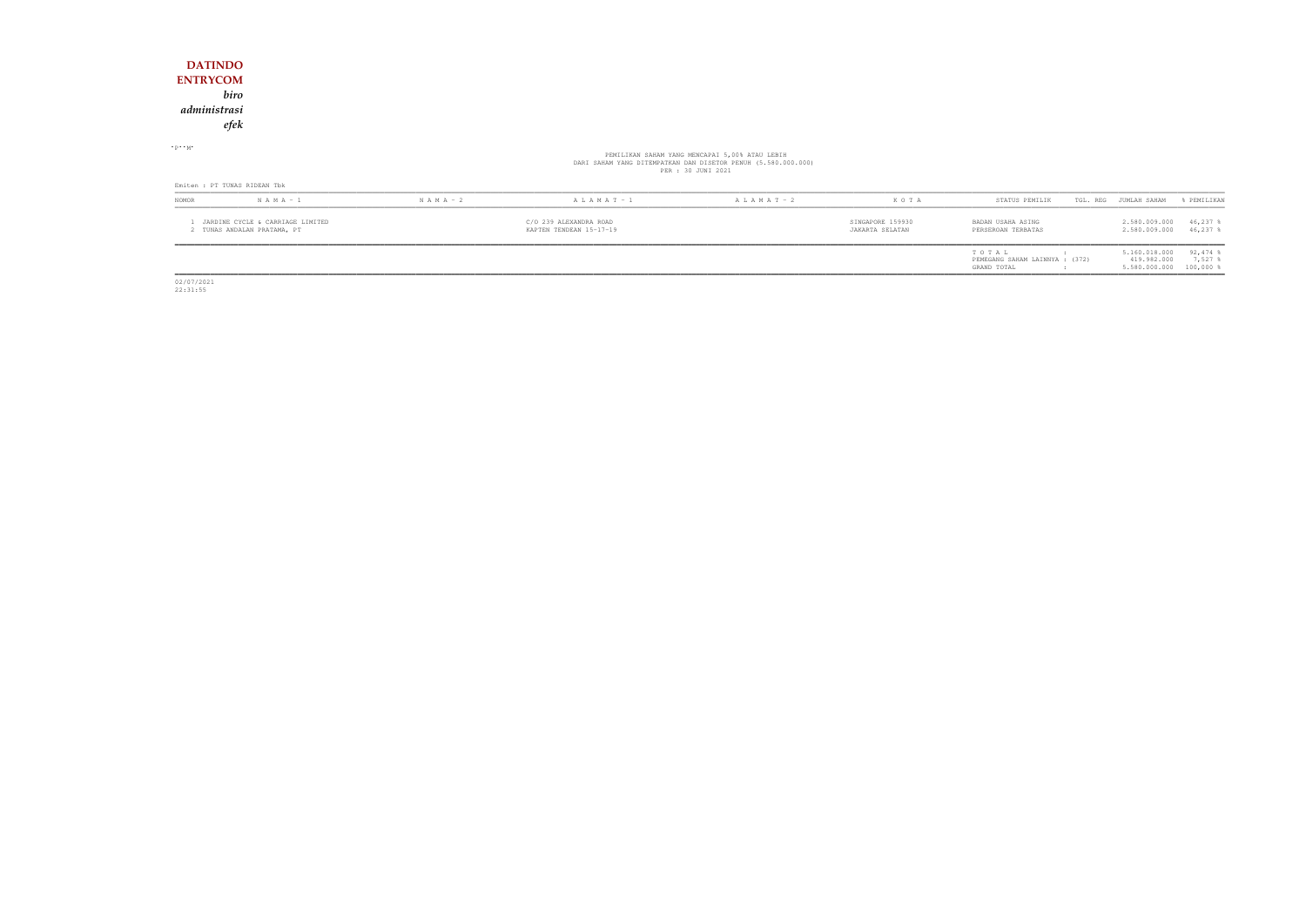**DATINDO ENTRYCOM**

***biro administrasi efek***

PEMILIKAN SAHAM YANG MENCAPAI 5,00% ATAU LEBIH
DARI SAHAM YANG DITEMPATKAN DAN DISETOR PENUH (5.580.000.000)
PER : 30 JUNI 2021

Emiten : PT TUNAS RIDEAN Tbk

| NOMOR | N A M A - 1 | N A M A - 2 | A L A M A T - 1 | A L A M A T - 2 | K O T A | STATUS PEMILIK | TGL. REG | JUMLAH SAHAM | % PEMILIKAN |
|---|---|---|---|---|---|---|---|---|---|
| 1 | JARDINE CYCLE & CARRIAGE LIMITED | | C/O 239 ALEXANDRA ROAD | | SINGAPORE 159930 | BADAN USAHA ASING | | 2.580.009.000 | 46,237 % |
| 2 | TUNAS ANDALAN PRATAMA, PT | | KAPTEN TENDEAN 15-17-19 | | JAKARTA SELATAN | PERSEROAN TERBATAS | | 2.580.009.000 | 46,237 % |
| | | | | | | T O T A L : | | 5.160.018.000 | 92,474 % |
| | | | | | | PEMEGANG SAHAM LAINNYA : (372) | | 419.982.000 | 7,527 % |
| | | | | | | GRAND TOTAL : | | 5.580.000.000 | 100,000 % |

02/07/2021
22:31:55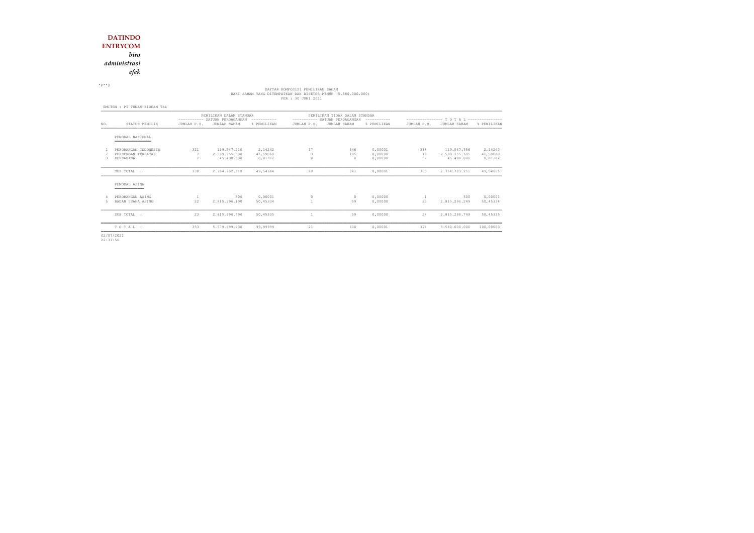**DATINDO ENTRYCOM**

*biro administrasi efek*

DAFTAR KOMPOSISI PEMILIKAN SAHAM
DARI SAHAM YANG DITEMPATKAN DAN DISETOR PENUH (5.580.000.000)
PER : 30 JUNI 2021

EMITEN : PT TUNAS RIDEAN Tbk

| NO. | STATUS PEMILIK | PEMILIKAN DALAM STANDAR SATUAN PERDAGANGAN | | | PEMILIKAN TIDAK DALAM STANDAR SATUAN PERDAGANGAN | | | T O T A L | | |
|---|---|---|---|---|---|---|---|---|---|---|
| | | JUMLAH P.S. | JUMLAH SAHAM | % PEMILIKAN | JUMLAH P.S. | JUMLAH SAHAM | % PEMILIKAN | JUMLAH P.S. | JUMLAH SAHAM | % PEMILIKAN |
| | PEMODAL NASIONAL | | | | | | | | | |
| 1 | PERORANGAN INDONESIA | 321 | 119.547.210 | 2,14242 | 17 | 346 | 0,00001 | 338 | 119.547.556 | 2,14243 |
| 2 | PERSEROAN TERBATAS | 7 | 2.599.755.500 | 46,59060 | 3 | 195 | 0,00000 | 10 | 2.599.755.695 | 46,59060 |
| 3 | REKSADANA | 2 | 45.400.000 | 0,81362 | 0 | 0 | 0,00000 | 2 | 45.400.000 | 0,81362 |
| | SUB TOTAL : | 330 | 2.764.702.710 | 49,54664 | 20 | 541 | 0,00001 | 350 | 2.764.703.251 | 49,54665 |
| | PEMODAL ASING | | | | | | | | | |
| 4 | PERORANGAN ASING | 1 | 500 | 0,00001 | 0 | 0 | 0,00000 | 1 | 500 | 0,00001 |
| 5 | BADAN USAHA ASING | 22 | 2.815.296.190 | 50,45334 | 1 | 59 | 0,00000 | 23 | 2.815.296.249 | 50,45334 |
| | SUB TOTAL : | 23 | 2.815.296.690 | 50,45335 | 1 | 59 | 0,00000 | 24 | 2.815.296.749 | 50,45335 |
| | T O T A L : | 353 | 5.579.999.400 | 99,99999 | 21 | 600 | 0,00001 | 374 | 5.580.000.000 | 100,00000 |

02/07/2021
22:31:56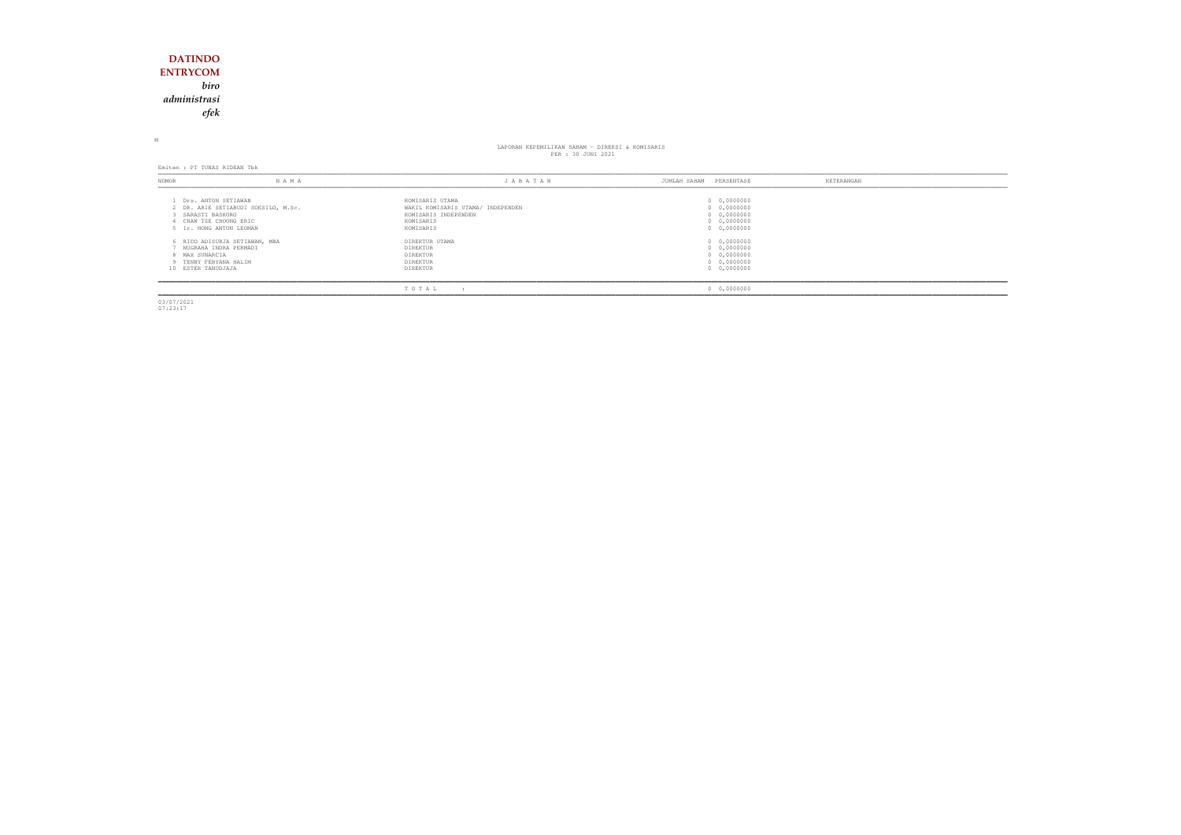**DATINDO**
**ENTRYCOM**
*biro*
*administrasi*
*efek*

M

LAPORAN KEPEMILIKAN SAHAM - DIREKSI & KOMISARIS
PER : 30 JUNI 2021

Emiten : PT TUNAS RIDEAN Tbk

| NOMOR | N A M A | J A B A T A N | JUMLAH SAHAM | PERSENTASE | KETERANGAN |
|---|---|---|---|---|---|
| 1 | Drs. ANTON SETIAWAN | KOMISARIS UTAMA | 0 | 0,0000000 | |
| 2 | DR. ARIE SETIABUDI SOESILO, M.Sc. | WAKIL KOMISARIS UTAMA/ INDEPENDEN | 0 | 0,0000000 | |
| 3 | SARASTI BASKORO | KOMISARIS INDEPENDEN | 0 | 0,0000000 | |
| 4 | CHAN TZE CHOONG ERIC | KOMISARIS | 0 | 0,0000000 | |
| 5 | Ir. HONG ANTON LEOMAN | KOMISARIS | 0 | 0,0000000 | |
| 6 | RICO ADISURJA SETIAWAN, MBA | DIREKTUR UTAMA | 0 | 0,0000000 | |
| 7 | NUGRAHA INDRA PERMADI | DIREKTUR | 0 | 0,0000000 | |
| 8 | MAX SUNARCIA | DIREKTUR | 0 | 0,0000000 | |
| 9 | TENNY FEBYANA HALIM | DIREKTUR | 0 | 0,0000000 | |
| 10 | ESTER TANUDJAJA | DIREKTUR | 0 | 0,0000000 | |
| | | T O T A L : | 0 | 0,0000000 | |

03/07/2021
07:23:17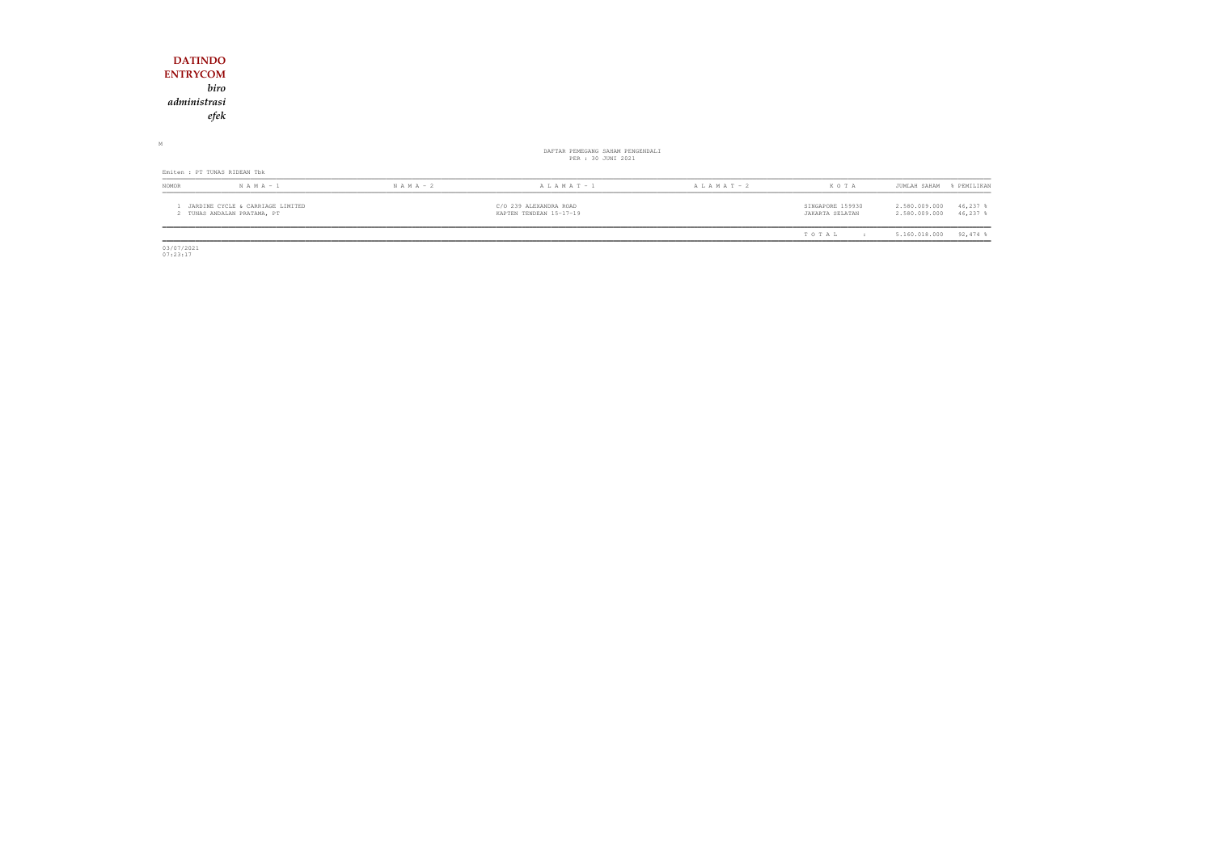**DATINDO**
**ENTRYCOM**
*biro*
*administrasi*
*efek*

M

DAFTAR PEMEGANG SAHAM PENGENDALI
PER : 30 JUNI 2021

Emiten : PT TUNAS RIDEAN Tbk

| NOMOR | N A M A - 1 | N A M A - 2 | A L A M A T - 1 | A L A M A T - 2 | K O T A | JUMLAH SAHAM | % PEMILIKAN |
|---|---|---|---|---|---|---|---|
| 1 | JARDINE CYCLE & CARRIAGE LIMITED | | C/O 239 ALEXANDRA ROAD | | SINGAPORE 159930 | 2.580.009.000 | 46,237 % |
| 2 | TUNAS ANDALAN PRATAMA, PT | | KAPTEN TENDEAN 15-17-19 | | JAKARTA SELATAN | 2.580.009.000 | 46,237 % |
| | | | | | T O T A L : | 5.160.018.000 | 92,474 % |

03/07/2021
07:23:17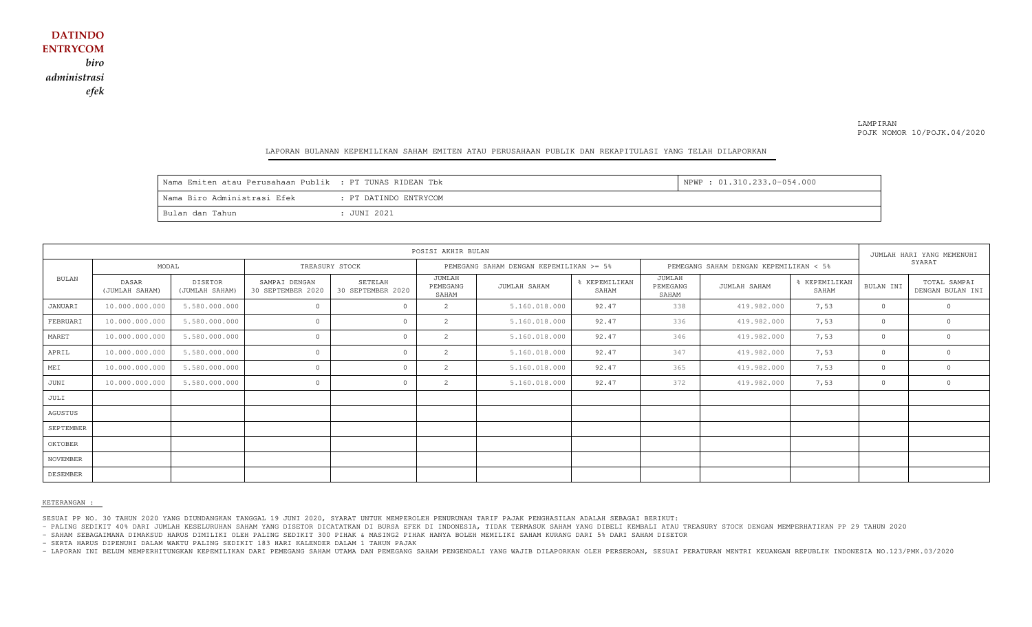**DATINDO ENTRYCOM**
*biro administrasi efek*

LAMPIRAN
POJK NOMOR 10/POJK.04/2020

LAPORAN BULANAN KEPEMILIKAN SAHAM EMITEN ATAU PERUSAHAAN PUBLIK DAN REKAPITULASI YANG TELAH DILAPORKAN

| | | |
|---|---|---|
| Nama Emiten atau Perusahaan Publik : PT TUNAS RIDEAN Tbk | | NPWP : 01.310.233.0-054.000 |
| Nama Biro Administrasi Efek | : PT DATINDO ENTRYCOM | |
| Bulan dan Tahun | : JUNI 2021 | |

| BULAN | POSISI AKHIR BULAN | | | | | | | | | | JUMLAH HARI YANG MEMENUHI SYARAT | |
|---|---|---|---|---|---|---|---|---|---|---|---|---|
| | MODAL | | TREASURY STOCK | | PEMEGANG SAHAM DENGAN KEPEMILIKAN >= 5% | | | PEMEGANG SAHAM DENGAN KEPEMILIKAN < 5% | | | | |
| | DASAR (JUMLAH SAHAM) | DISETOR (JUMLAH SAHAM) | SAMPAI DENGAN 30 SEPTEMBER 2020 | SETELAH 30 SEPTEMBER 2020 | JUMLAH PEMEGANG SAHAM | JUMLAH SAHAM | % KEPEMILIKAN SAHAM | JUMLAH PEMEGANG SAHAM | JUMLAH SAHAM | % KEPEMILIKAN SAHAM | BULAN INI | TOTAL SAMPAI DENGAN BULAN INI |
| JANUARI | 10.000.000.000 | 5.580.000.000 | 0 | 0 | 2 | 5.160.018.000 | 92.47 | 338 | 419.982.000 | 7,53 | 0 | 0 |
| FEBRUARI | 10.000.000.000 | 5.580.000.000 | 0 | 0 | 2 | 5.160.018.000 | 92.47 | 336 | 419.982.000 | 7,53 | 0 | 0 |
| MARET | 10.000.000.000 | 5.580.000.000 | 0 | 0 | 2 | 5.160.018.000 | 92.47 | 346 | 419.982.000 | 7,53 | 0 | 0 |
| APRIL | 10.000.000.000 | 5.580.000.000 | 0 | 0 | 2 | 5.160.018.000 | 92.47 | 347 | 419.982.000 | 7,53 | 0 | 0 |
| MEI | 10.000.000.000 | 5.580.000.000 | 0 | 0 | 2 | 5.160.018.000 | 92.47 | 365 | 419.982.000 | 7,53 | 0 | 0 |
| JUNI | 10.000.000.000 | 5.580.000.000 | 0 | 0 | 2 | 5.160.018.000 | 92.47 | 372 | 419.982.000 | 7,53 | 0 | 0 |
| JULI | | | | | | | | | | | | |
| AGUSTUS | | | | | | | | | | | | |
| SEPTEMBER | | | | | | | | | | | | |
| OKTOBER | | | | | | | | | | | | |
| NOVEMBER | | | | | | | | | | | | |
| DESEMBER | | | | | | | | | | | | |

KETERANGAN :

SESUAI PP NO. 30 TAHUN 2020 YANG DIUNDANGKAN TANGGAL 19 JUNI 2020, SYARAT UNTUK MEMPEROLEH PENURUNAN TARIF PAJAK PENGHASILAN ADALAH SEBAGAI BERIKUT:
- PALING SEDIKIT 40% DARI JUMLAH KESELURUHAN SAHAM YANG DISETOR DICATATKAN DI BURSA EFEK DI INDONESIA, TIDAK TERMASUK SAHAM YANG DIBELI KEMBALI ATAU TREASURY STOCK DENGAN MEMPERHATIKAN PP 29 TAHUN 2020
- SAHAM SEBAGAIMANA DIMAKSUD HARUS DIMILIKI OLEH PALING SEDIKIT 300 PIHAK & MASING2 PIHAK HANYA BOLEH MEMILIKI SAHAM KURANG DARI 5% DARI SAHAM DISETOR
- SERTA HARUS DIPENUHI DALAM WAKTU PALING SEDIKIT 183 HARI KALENDER DALAM 1 TAHUN PAJAK
- LAPORAN INI BELUM MEMPERHITUNGKAN KEPEMILIKAN DARI PEMEGANG SAHAM UTAMA DAN PEMEGANG SAHAM PENGENDALI YANG WAJIB DILAPORKAN OLEH PERSEROAN, SESUAI PERATURAN MENTRI KEUANGAN REPUBLIK INDONESIA NO.123/PMK.03/2020